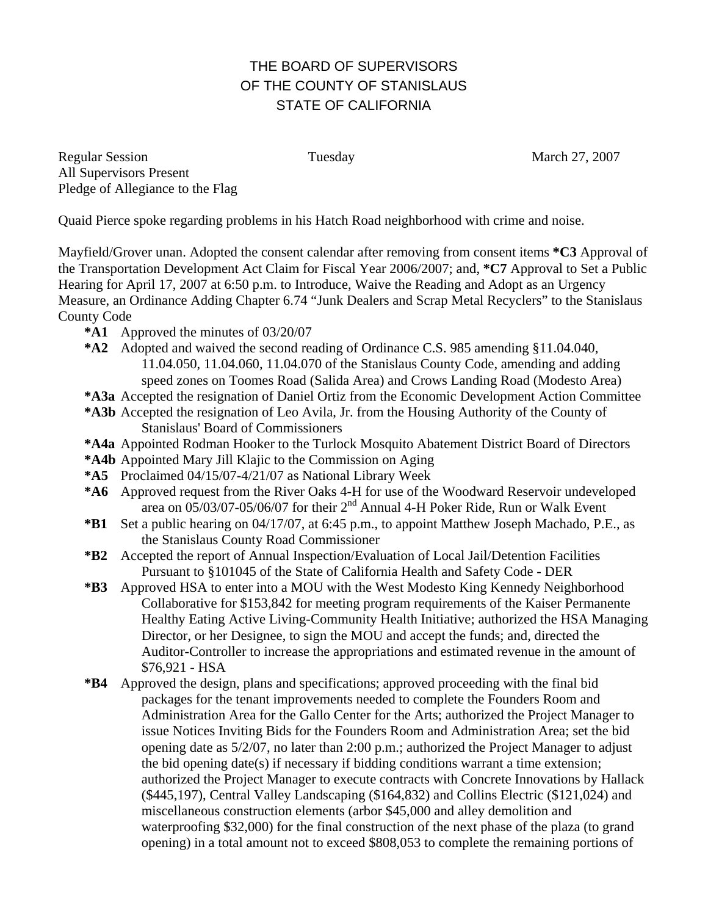# THE BOARD OF SUPERVISORS OF THE COUNTY OF STANISLAUS STATE OF CALIFORNIA

Regular Session Tuesday March 27, 2007
All Supervisors Present
Pledge of Allegiance to the Flag

Quaid Pierce spoke regarding problems in his Hatch Road neighborhood with crime and noise.

Mayfield/Grover unan. Adopted the consent calendar after removing from consent items **\*C3** Approval of the Transportation Development Act Claim for Fiscal Year 2006/2007; and, **\*C7** Approval to Set a Public Hearing for April 17, 2007 at 6:50 p.m. to Introduce, Waive the Reading and Adopt as an Urgency Measure, an Ordinance Adding Chapter 6.74 "Junk Dealers and Scrap Metal Recyclers" to the Stanislaus County Code

- **\*A1** Approved the minutes of 03/20/07
- **\*A2** Adopted and waived the second reading of Ordinance C.S. 985 amending §11.04.040, 11.04.050, 11.04.060, 11.04.070 of the Stanislaus County Code, amending and adding speed zones on Toomes Road (Salida Area) and Crows Landing Road (Modesto Area)
- **\*A3a** Accepted the resignation of Daniel Ortiz from the Economic Development Action Committee
- **\*A3b** Accepted the resignation of Leo Avila, Jr. from the Housing Authority of the County of Stanislaus' Board of Commissioners
- **\*A4a** Appointed Rodman Hooker to the Turlock Mosquito Abatement District Board of Directors
- **\*A4b** Appointed Mary Jill Klajic to the Commission on Aging
- **\*A5** Proclaimed 04/15/07-4/21/07 as National Library Week
- **\*A6** Approved request from the River Oaks 4-H for use of the Woodward Reservoir undeveloped area on 05/03/07-05/06/07 for their 2nd Annual 4-H Poker Ride, Run or Walk Event
- **\*B1** Set a public hearing on 04/17/07, at 6:45 p.m., to appoint Matthew Joseph Machado, P.E., as the Stanislaus County Road Commissioner
- **\*B2** Accepted the report of Annual Inspection/Evaluation of Local Jail/Detention Facilities Pursuant to §101045 of the State of California Health and Safety Code - DER
- **\*B3** Approved HSA to enter into a MOU with the West Modesto King Kennedy Neighborhood Collaborative for $153,842 for meeting program requirements of the Kaiser Permanente Healthy Eating Active Living-Community Health Initiative; authorized the HSA Managing Director, or her Designee, to sign the MOU and accept the funds; and, directed the Auditor-Controller to increase the appropriations and estimated revenue in the amount of $76,921 - HSA
- **\*B4** Approved the design, plans and specifications; approved proceeding with the final bid packages for the tenant improvements needed to complete the Founders Room and Administration Area for the Gallo Center for the Arts; authorized the Project Manager to issue Notices Inviting Bids for the Founders Room and Administration Area; set the bid opening date as 5/2/07, no later than 2:00 p.m.; authorized the Project Manager to adjust the bid opening date(s) if necessary if bidding conditions warrant a time extension; authorized the Project Manager to execute contracts with Concrete Innovations by Hallack ($445,197), Central Valley Landscaping ($164,832) and Collins Electric ($121,024) and miscellaneous construction elements (arbor $45,000 and alley demolition and waterproofing $32,000) for the final construction of the next phase of the plaza (to grand opening) in a total amount not to exceed $808,053 to complete the remaining portions of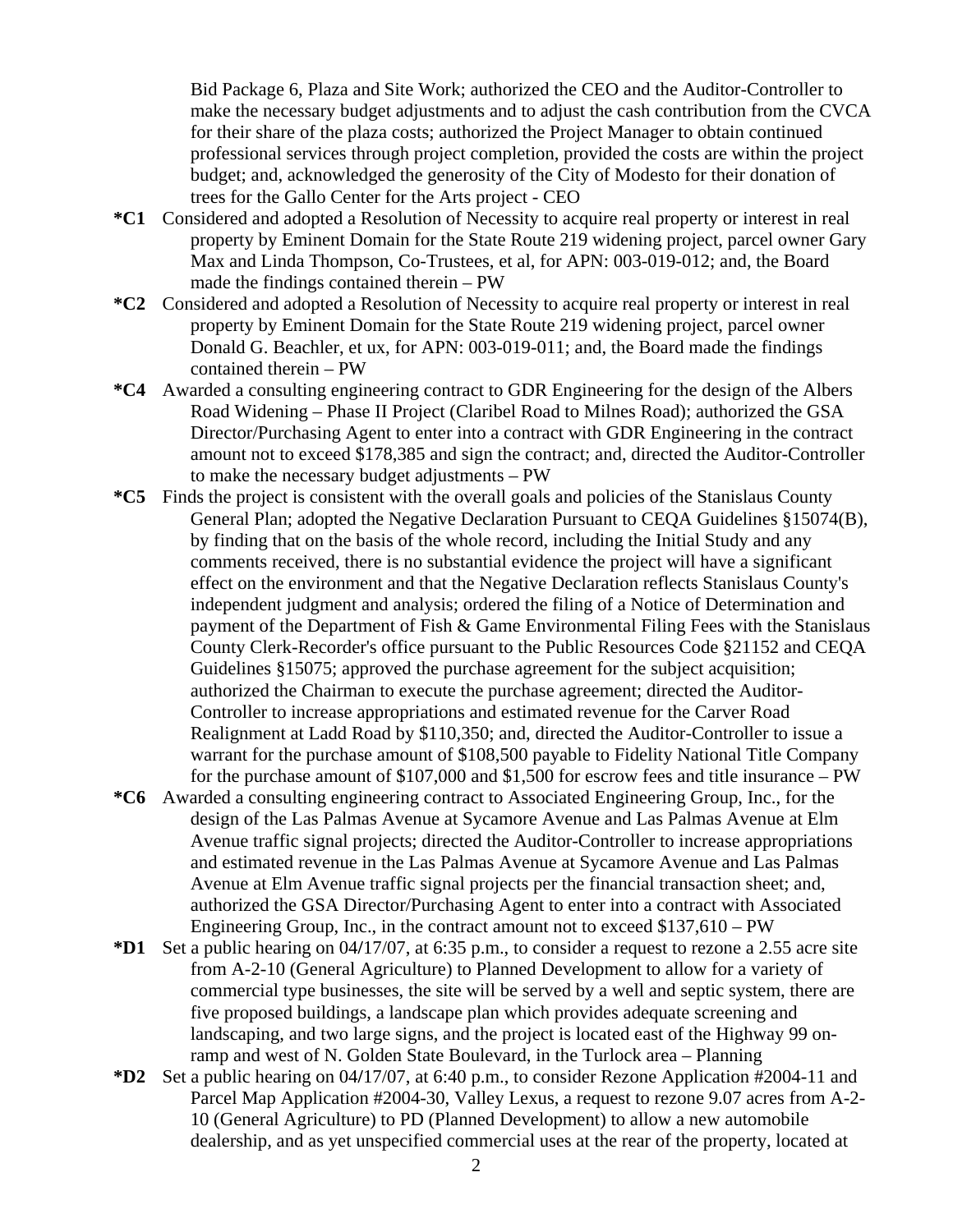Bid Package 6, Plaza and Site Work; authorized the CEO and the Auditor-Controller to make the necessary budget adjustments and to adjust the cash contribution from the CVCA for their share of the plaza costs; authorized the Project Manager to obtain continued professional services through project completion, provided the costs are within the project budget; and, acknowledged the generosity of the City of Modesto for their donation of trees for the Gallo Center for the Arts project - CEO

**\*C1** Considered and adopted a Resolution of Necessity to acquire real property or interest in real property by Eminent Domain for the State Route 219 widening project, parcel owner Gary Max and Linda Thompson, Co-Trustees, et al, for APN: 003-019-012; and, the Board made the findings contained therein – PW

**\*C2** Considered and adopted a Resolution of Necessity to acquire real property or interest in real property by Eminent Domain for the State Route 219 widening project, parcel owner Donald G. Beachler, et ux, for APN: 003-019-011; and, the Board made the findings contained therein – PW

**\*C4** Awarded a consulting engineering contract to GDR Engineering for the design of the Albers Road Widening – Phase II Project (Claribel Road to Milnes Road); authorized the GSA Director/Purchasing Agent to enter into a contract with GDR Engineering in the contract amount not to exceed $178,385 and sign the contract; and, directed the Auditor-Controller to make the necessary budget adjustments – PW

**\*C5** Finds the project is consistent with the overall goals and policies of the Stanislaus County General Plan; adopted the Negative Declaration Pursuant to CEQA Guidelines §15074(B), by finding that on the basis of the whole record, including the Initial Study and any comments received, there is no substantial evidence the project will have a significant effect on the environment and that the Negative Declaration reflects Stanislaus County's independent judgment and analysis; ordered the filing of a Notice of Determination and payment of the Department of Fish & Game Environmental Filing Fees with the Stanislaus County Clerk-Recorder's office pursuant to the Public Resources Code §21152 and CEQA Guidelines §15075; approved the purchase agreement for the subject acquisition; authorized the Chairman to execute the purchase agreement; directed the Auditor-Controller to increase appropriations and estimated revenue for the Carver Road Realignment at Ladd Road by $110,350; and, directed the Auditor-Controller to issue a warrant for the purchase amount of $108,500 payable to Fidelity National Title Company for the purchase amount of $107,000 and $1,500 for escrow fees and title insurance – PW

**\*C6** Awarded a consulting engineering contract to Associated Engineering Group, Inc., for the design of the Las Palmas Avenue at Sycamore Avenue and Las Palmas Avenue at Elm Avenue traffic signal projects; directed the Auditor-Controller to increase appropriations and estimated revenue in the Las Palmas Avenue at Sycamore Avenue and Las Palmas Avenue at Elm Avenue traffic signal projects per the financial transaction sheet; and, authorized the GSA Director/Purchasing Agent to enter into a contract with Associated Engineering Group, Inc., in the contract amount not to exceed $137,610 – PW

**\*D1** Set a public hearing on 04/17/07, at 6:35 p.m., to consider a request to rezone a 2.55 acre site from A-2-10 (General Agriculture) to Planned Development to allow for a variety of commercial type businesses, the site will be served by a well and septic system, there are five proposed buildings, a landscape plan which provides adequate screening and landscaping, and two large signs, and the project is located east of the Highway 99 on-ramp and west of N. Golden State Boulevard, in the Turlock area – Planning

**\*D2** Set a public hearing on 04/17/07, at 6:40 p.m., to consider Rezone Application #2004-11 and Parcel Map Application #2004-30, Valley Lexus, a request to rezone 9.07 acres from A-2-10 (General Agriculture) to PD (Planned Development) to allow a new automobile dealership, and as yet unspecified commercial uses at the rear of the property, located at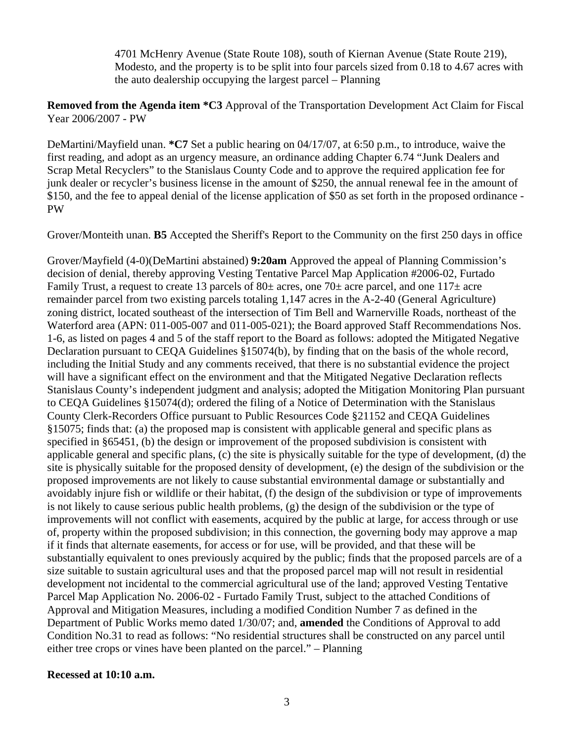4701 McHenry Avenue (State Route 108), south of Kiernan Avenue (State Route 219), Modesto, and the property is to be split into four parcels sized from 0.18 to 4.67 acres with the auto dealership occupying the largest parcel – Planning

**Removed from the Agenda item *C3** Approval of the Transportation Development Act Claim for Fiscal Year 2006/2007 - PW

DeMartini/Mayfield unan. ***C7** Set a public hearing on 04/17/07, at 6:50 p.m., to introduce, waive the first reading, and adopt as an urgency measure, an ordinance adding Chapter 6.74 "Junk Dealers and Scrap Metal Recyclers" to the Stanislaus County Code and to approve the required application fee for junk dealer or recycler's business license in the amount of $250, the annual renewal fee in the amount of $150, and the fee to appeal denial of the license application of $50 as set forth in the proposed ordinance - PW

Grover/Monteith unan. **B5** Accepted the Sheriff's Report to the Community on the first 250 days in office

Grover/Mayfield (4-0)(DeMartini abstained) **9:20am** Approved the appeal of Planning Commission's decision of denial, thereby approving Vesting Tentative Parcel Map Application #2006-02, Furtado Family Trust, a request to create 13 parcels of 80± acres, one 70± acre parcel, and one 117± acre remainder parcel from two existing parcels totaling 1,147 acres in the A-2-40 (General Agriculture) zoning district, located southeast of the intersection of Tim Bell and Warnerville Roads, northeast of the Waterford area (APN: 011-005-007 and 011-005-021); the Board approved Staff Recommendations Nos. 1-6, as listed on pages 4 and 5 of the staff report to the Board as follows: adopted the Mitigated Negative Declaration pursuant to CEQA Guidelines §15074(b), by finding that on the basis of the whole record, including the Initial Study and any comments received, that there is no substantial evidence the project will have a significant effect on the environment and that the Mitigated Negative Declaration reflects Stanislaus County's independent judgment and analysis; adopted the Mitigation Monitoring Plan pursuant to CEQA Guidelines §15074(d); ordered the filing of a Notice of Determination with the Stanislaus County Clerk-Recorders Office pursuant to Public Resources Code §21152 and CEQA Guidelines §15075; finds that: (a) the proposed map is consistent with applicable general and specific plans as specified in §65451, (b) the design or improvement of the proposed subdivision is consistent with applicable general and specific plans, (c) the site is physically suitable for the type of development, (d) the site is physically suitable for the proposed density of development, (e) the design of the subdivision or the proposed improvements are not likely to cause substantial environmental damage or substantially and avoidably injure fish or wildlife or their habitat, (f) the design of the subdivision or type of improvements is not likely to cause serious public health problems, (g) the design of the subdivision or the type of improvements will not conflict with easements, acquired by the public at large, for access through or use of, property within the proposed subdivision; in this connection, the governing body may approve a map if it finds that alternate easements, for access or for use, will be provided, and that these will be substantially equivalent to ones previously acquired by the public; finds that the proposed parcels are of a size suitable to sustain agricultural uses and that the proposed parcel map will not result in residential development not incidental to the commercial agricultural use of the land; approved Vesting Tentative Parcel Map Application No. 2006-02 - Furtado Family Trust, subject to the attached Conditions of Approval and Mitigation Measures, including a modified Condition Number 7 as defined in the Department of Public Works memo dated 1/30/07; and, **amended** the Conditions of Approval to add Condition No.31 to read as follows: "No residential structures shall be constructed on any parcel until either tree crops or vines have been planted on the parcel." – Planning

**Recessed at 10:10 a.m.**